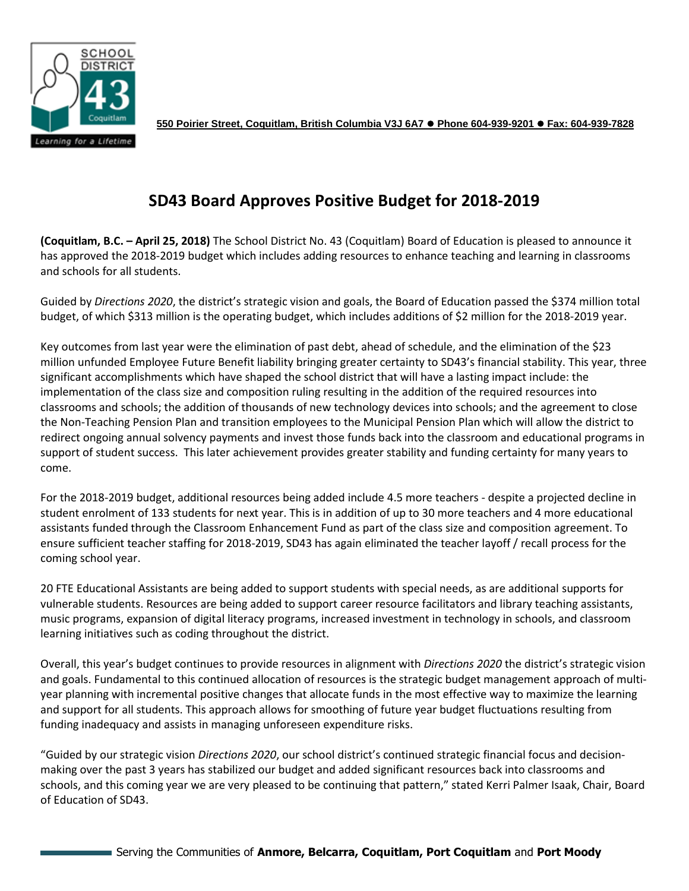550 Poirier Street, Coquitlam, British Columbia V3J 6A7 ● Phone 604-939-9201 ● Fax: 604-939-7828

# SD43 Board Approves Positive Budget for 2018-2019

**(Coquitlam, B.C. – April 25, 2018)** The School District No. 43 (Coquitlam) Board of Education is pleased to announce it has approved the 2018-2019 budget which includes adding resources to enhance teaching and learning in classrooms and schools for all students.

Guided by *Directions 2020*, the district's strategic vision and goals, the Board of Education passed the $374 million total budget, of which $313 million is the operating budget, which includes additions of $2 million for the 2018-2019 year.

Key outcomes from last year were the elimination of past debt, ahead of schedule, and the elimination of the $23 million unfunded Employee Future Benefit liability bringing greater certainty to SD43's financial stability. This year, three significant accomplishments which have shaped the school district that will have a lasting impact include: the implementation of the class size and composition ruling resulting in the addition of the required resources into classrooms and schools; the addition of thousands of new technology devices into schools; and the agreement to close the Non-Teaching Pension Plan and transition employees to the Municipal Pension Plan which will allow the district to redirect ongoing annual solvency payments and invest those funds back into the classroom and educational programs in support of student success. This later achievement provides greater stability and funding certainty for many years to come.

For the 2018-2019 budget, additional resources being added include 4.5 more teachers - despite a projected decline in student enrolment of 133 students for next year. This is in addition of up to 30 more teachers and 4 more educational assistants funded through the Classroom Enhancement Fund as part of the class size and composition agreement. To ensure sufficient teacher staffing for 2018-2019, SD43 has again eliminated the teacher layoff / recall process for the coming school year.

20 FTE Educational Assistants are being added to support students with special needs, as are additional supports for vulnerable students. Resources are being added to support career resource facilitators and library teaching assistants, music programs, expansion of digital literacy programs, increased investment in technology in schools, and classroom learning initiatives such as coding throughout the district.

Overall, this year's budget continues to provide resources in alignment with *Directions 2020* the district's strategic vision and goals. Fundamental to this continued allocation of resources is the strategic budget management approach of multi-year planning with incremental positive changes that allocate funds in the most effective way to maximize the learning and support for all students. This approach allows for smoothing of future year budget fluctuations resulting from funding inadequacy and assists in managing unforeseen expenditure risks.

"Guided by our strategic vision *Directions 2020*, our school district's continued strategic financial focus and decision-making over the past 3 years has stabilized our budget and added significant resources back into classrooms and schools, and this coming year we are very pleased to be continuing that pattern," stated Kerri Palmer Isaak, Chair, Board of Education of SD43.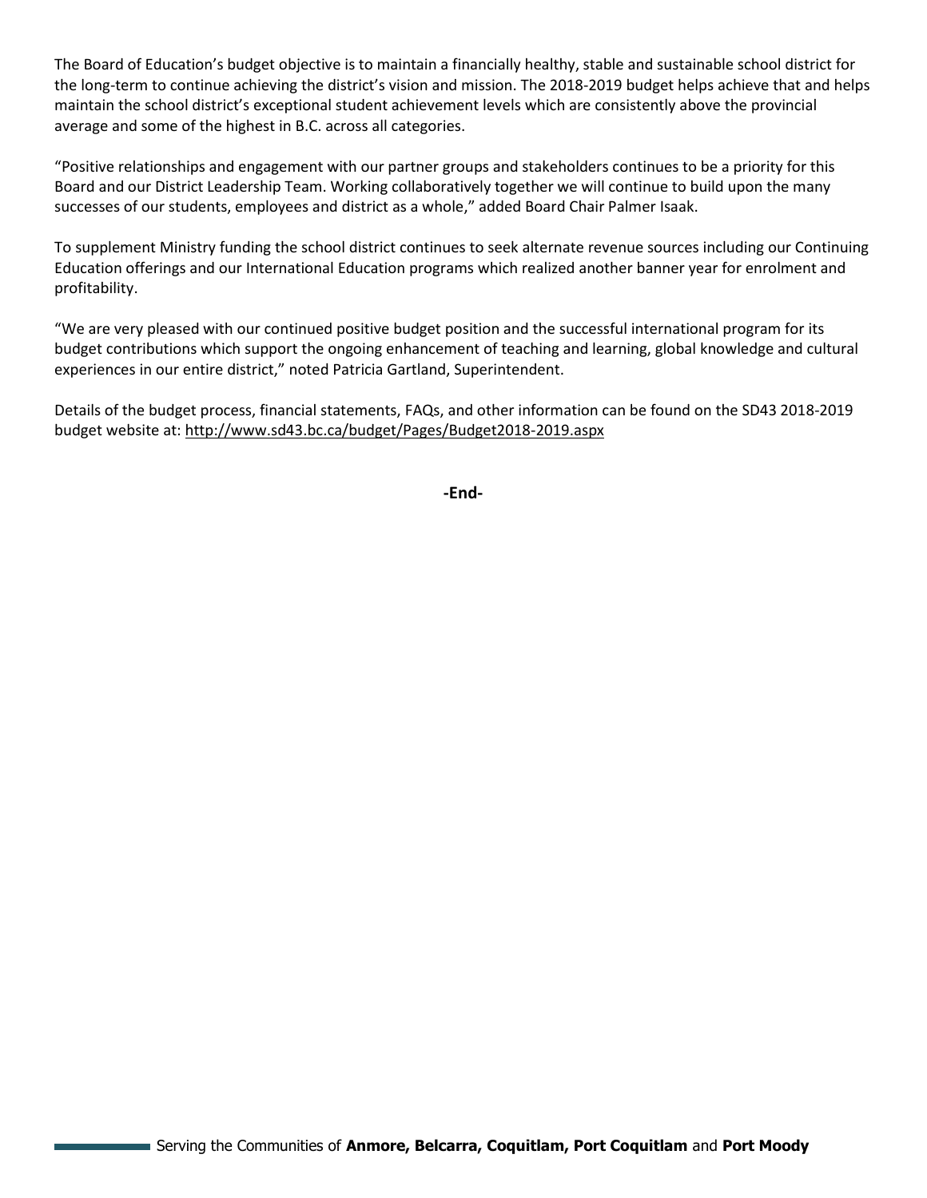The Board of Education's budget objective is to maintain a financially healthy, stable and sustainable school district for the long-term to continue achieving the district's vision and mission. The 2018-2019 budget helps achieve that and helps maintain the school district's exceptional student achievement levels which are consistently above the provincial average and some of the highest in B.C. across all categories.

"Positive relationships and engagement with our partner groups and stakeholders continues to be a priority for this Board and our District Leadership Team. Working collaboratively together we will continue to build upon the many successes of our students, employees and district as a whole," added Board Chair Palmer Isaak.

To supplement Ministry funding the school district continues to seek alternate revenue sources including our Continuing Education offerings and our International Education programs which realized another banner year for enrolment and profitability.

"We are very pleased with our continued positive budget position and the successful international program for its budget contributions which support the ongoing enhancement of teaching and learning, global knowledge and cultural experiences in our entire district," noted Patricia Gartland, Superintendent.

Details of the budget process, financial statements, FAQs, and other information can be found on the SD43 2018-2019 budget website at: http://www.sd43.bc.ca/budget/Pages/Budget2018-2019.aspx

**-End-**

Serving the Communities of **Anmore, Belcarra, Coquitlam, Port Coquitlam** and **Port Moody**